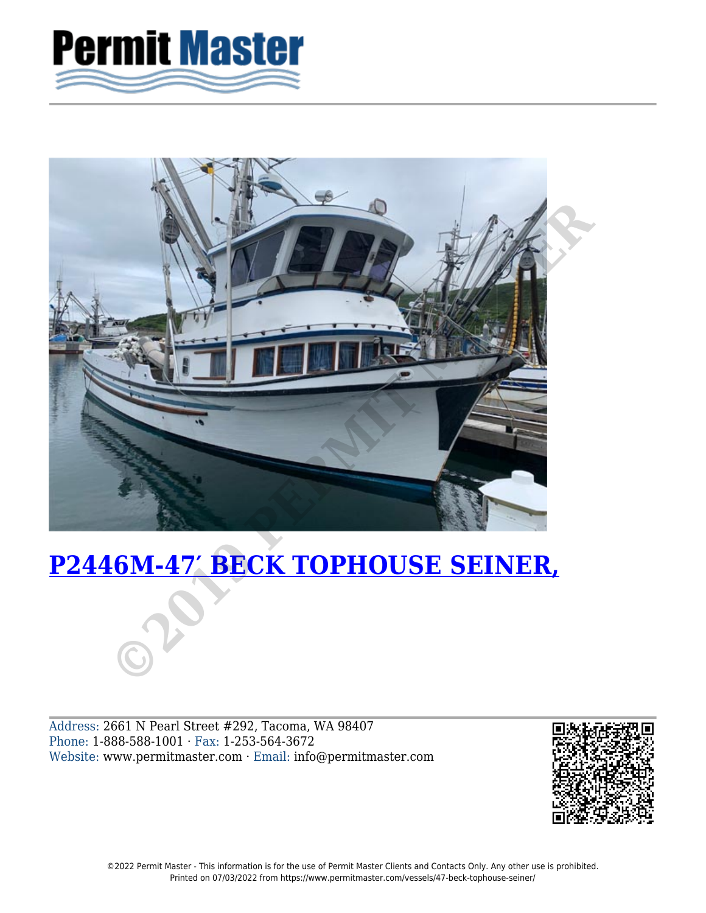# Permit Master

# [P2446M-47′ BECK TOPHOUSE SEINER,](https://www.permitmaster.com/vessels/47-beck-tophouse-seiner/)

Address: 2661 N Pearl Street #292, Tacoma, WA 98407
Phone: 1-888-588-1001 · Fax: 1-253-564-3672
Website: www.permitmaster.com · Email: info@permitmaster.com

©2022 Permit Master - This information is for the use of Permit Master Clients and Contacts Only. Any other use is prohibited.
Printed on 07/03/2022 from https://www.permitmaster.com/vessels/47-beck-tophouse-seiner/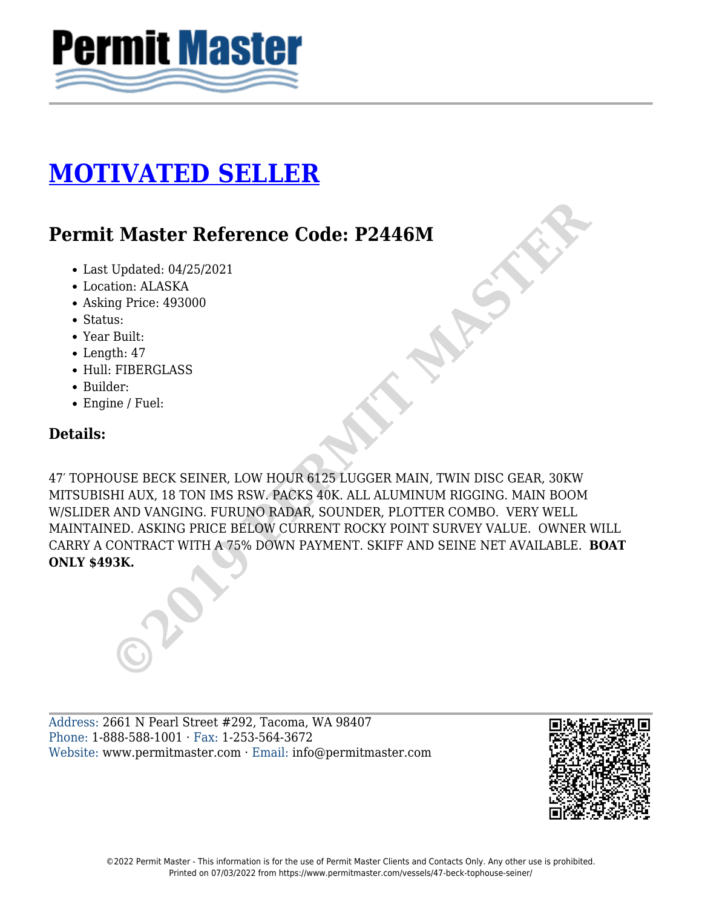# Permit Master

## [MOTIVATED SELLER](https://www.permitmaster.com/vessels/47-beck-tophouse-seiner/)

## Permit Master Reference Code: P2446M

- Last Updated: 04/25/2021
- Location: ALASKA
- Asking Price: 493000
- Status:
- Year Built:
- Length: 47
- Hull: FIBERGLASS
- Builder:
- Engine / Fuel:

### Details:

47′ TOPHOUSE BECK SEINER, LOW HOUR 6125 LUGGER MAIN, TWIN DISC GEAR, 30KW MITSUBISHI AUX, 18 TON IMS RSW. PACKS 40K. ALL ALUMINUM RIGGING. MAIN BOOM W/SLIDER AND VANGING. FURUNO RADAR, SOUNDER, PLOTTER COMBO. VERY WELL MAINTAINED. ASKING PRICE BELOW CURRENT ROCKY POINT SURVEY VALUE. OWNER WILL CARRY A CONTRACT WITH A 75% DOWN PAYMENT. SKIFF AND SEINE NET AVAILABLE. **BOAT ONLY $493K.**

Address: 2661 N Pearl Street #292, Tacoma, WA 98407
Phone: 1-888-588-1001 · Fax: 1-253-564-3672
Website: www.permitmaster.com · Email: info@permitmaster.com

©2022 Permit Master - This information is for the use of Permit Master Clients and Contacts Only. Any other use is prohibited.
Printed on 07/03/2022 from https://www.permitmaster.com/vessels/47-beck-tophouse-seiner/